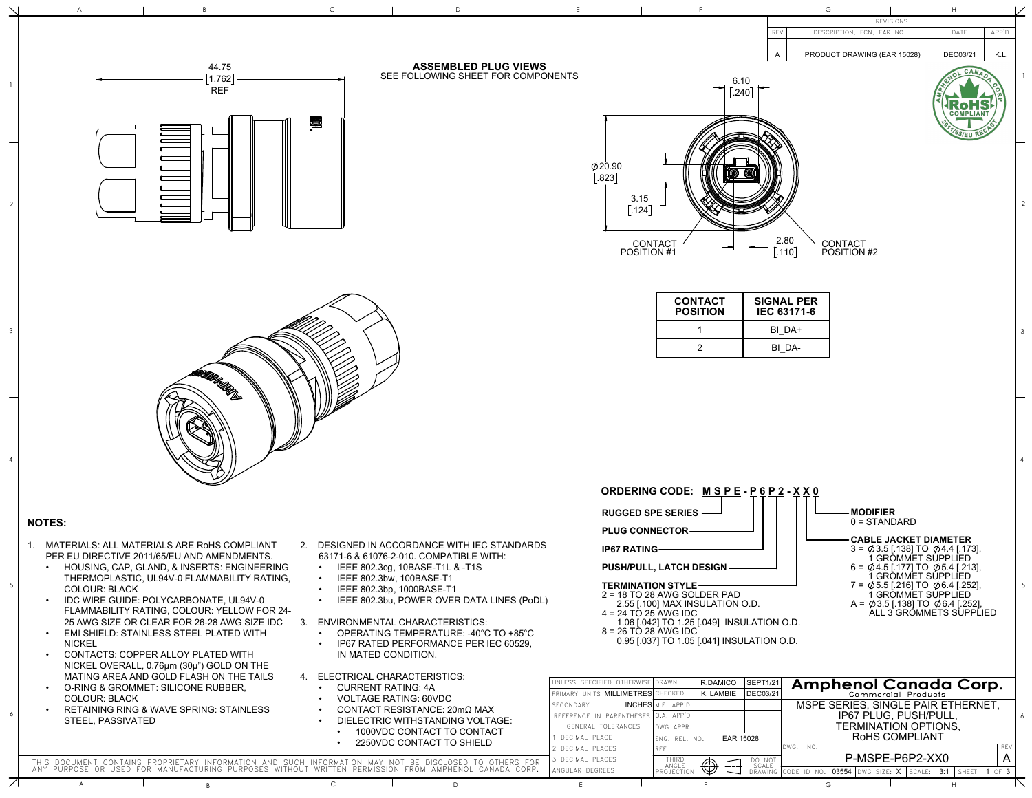## REVISIONS

| REV | DESCRIPTION, ECN, EAR NO. | DATE | APP'D |
|---|---|---|---|
| A | PRODUCT DRAWING (EAR 15028) | DEC03/21 | K.L. |

## ASSEMBLED PLUG VIEWS

SEE FOLLOWING SHEET FOR COMPONENTS

44.75 [1.762] REF

6.10 [.240]

Ø20.90 [.823]

3.15 [.124]

2.80 [.110]

CONTACT POSITION #1

CONTACT POSITION #2

| CONTACT POSITION | SIGNAL PER IEC 63171-6 |
|---|---|
| 1 | BI_DA+ |
| 2 | BI_DA- |

## ORDERING CODE: M S P E - P 6 P 2 - X X 0

- **RUGGED SPE SERIES**
- **PLUG CONNECTOR**
- **IP67 RATING**
- **PUSH/PULL, LATCH DESIGN**
- **TERMINATION STYLE**
  - 2 = 18 TO 28 AWG SOLDER PAD 2.55 [.100] MAX INSULATION O.D.
  - 4 = 24 TO 25 AWG IDC 1.06 [.042] TO 1.25 [.049] INSULATION O.D.
  - 8 = 26 TO 28 AWG IDC 0.95 [.037] TO 1.05 [.041] INSULATION O.D.
- **CABLE JACKET DIAMETER**
  - 3 = Ø3.5 [.138] TO Ø4.4 [.173], 1 GROMMET SUPPLIED
  - 6 = Ø4.5 [.177] TO Ø5.4 [.213], 1 GROMMET SUPPLIED
  - 7 = Ø5.5 [.216] TO Ø6.4 [.252], 1 GROMMET SUPPLIED
  - A = Ø3.5 [.138] TO Ø6.4 [.252], ALL 3 GROMMETS SUPPLIED
- **MODIFIER**
  - 0 = STANDARD

## NOTES:

1. MATERIALS: ALL MATERIALS ARE RoHS COMPLIANT PER EU DIRECTIVE 2011/65/EU AND AMENDMENTS.
   - HOUSING, CAP, GLAND, & INSERTS: ENGINEERING THERMOPLASTIC, UL94V-0 FLAMMABILITY RATING, COLOUR: BLACK
   - IDC WIRE GUIDE: POLYCARBONATE, UL94V-0 FLAMMABILITY RATING, COLOUR: YELLOW FOR 24-25 AWG SIZE OR CLEAR FOR 26-28 AWG SIZE IDC
   - EMI SHIELD: STAINLESS STEEL PLATED WITH NICKEL
   - CONTACTS: COPPER ALLOY PLATED WITH NICKEL OVERALL, 0.76µm (30µ") GOLD ON THE MATING AREA AND GOLD FLASH ON THE TAILS
   - O-RING & GROMMET: SILICONE RUBBER, COLOUR: BLACK
   - RETAINING RING & WAVE SPRING: STAINLESS STEEL, PASSIVATED
2. DESIGNED IN ACCORDANCE WITH IEC STANDARDS 63171-6 & 61076-2-010. COMPATIBLE WITH:
   - IEEE 802.3cg, 10BASE-T1L & -T1S
   - IEEE 802.3bw, 100BASE-T1
   - IEEE 802.3bp, 1000BASE-T1
   - IEEE 802.3bu, POWER OVER DATA LINES (PoDL)
3. ENVIRONMENTAL CHARACTERISTICS:
   - OPERATING TEMPERATURE: -40°C TO +85°C
   - IP67 RATED PERFORMANCE PER IEC 60529, IN MATED CONDITION.
4. ELECTRICAL CHARACTERISTICS:
   - CURRENT RATING: 4A
   - VOLTAGE RATING: 60VDC
   - CONTACT RESISTANCE: 20mΩ MAX
   - DIELECTRIC WITHSTANDING VOLTAGE:
     - 1000VDC CONTACT TO CONTACT
     - 2250VDC CONTACT TO SHIELD

THIS DOCUMENT CONTAINS PROPRIETARY INFORMATION AND SUCH INFORMATION MAY NOT BE DISCLOSED TO OTHERS FOR ANY PURPOSE OR USED FOR MANUFACTURING PURPOSES WITHOUT WRITTEN PERMISSION FROM AMPHENOL CANADA CORP.

| | | | |
|---|---|---|---|
| UNLESS SPECIFIED OTHERWISE | DRAWN | R.DAMICO | SEPT1/21 |
| PRIMARY UNITS MILLIMETRES | CHECKED | K. LAMBIE | DEC03/21 |
| SECONDARY INCHES | M.E. APP'D | | |
| REFERENCE IN PARENTHESES | Q.A. APP'D | | |
| GENERAL TOLERANCES | DWG APPR. | | |
| 1 DECIMAL PLACE | ENG. REL. NO. | EAR 15028 | |
| 2 DECIMAL PLACES | REF. | | |
| 3 DECIMAL PLACES | THIRD ANGLE PROJECTION | | DO NOT SCALE DRAWING |
| ANGULAR DEGREES | | | |

**Amphenol Canada Corp.**
Commercial Products

MSPE SERIES, SINGLE PAIR ETHERNET, IP67 PLUG, PUSH/PULL, TERMINATION OPTIONS, RoHS COMPLIANT

DWG. NO. P-MSPE-P6P2-XX0 | REV A

CODE ID NO. 03554 | DWG SIZE: X | SCALE: 3:1 | SHEET 1 OF 3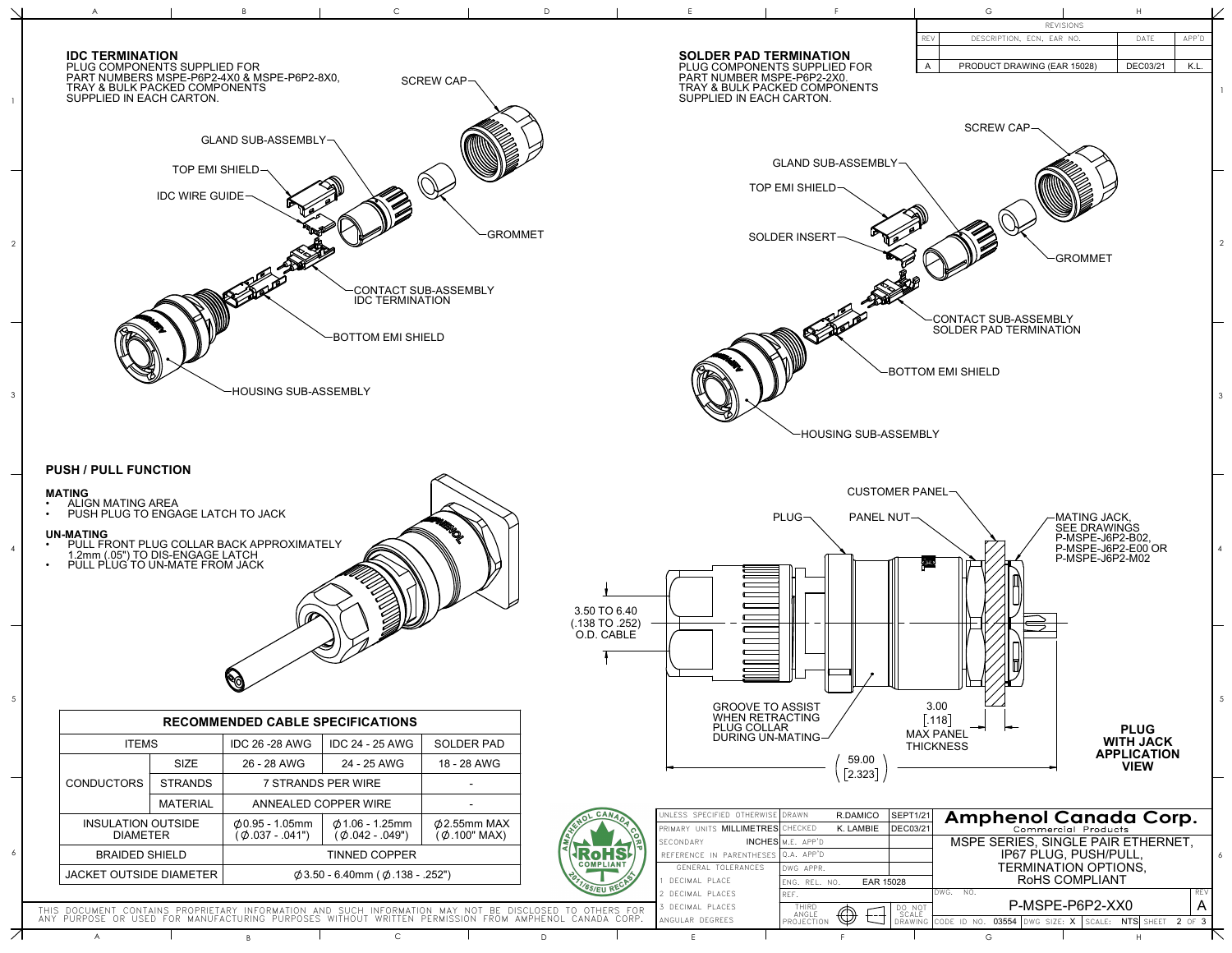## IDC TERMINATION

PLUG COMPONENTS SUPPLIED FOR PART NUMBERS MSPE-P6P2-4X0 & MSPE-P6P2-8X0, TRAY & BULK PACKED COMPONENTS SUPPLIED IN EACH CARTON.

SCREW CAP
GLAND SUB-ASSEMBLY
TOP EMI SHIELD
IDC WIRE GUIDE
GROMMET
CONTACT SUB-ASSEMBLY IDC TERMINATION
BOTTOM EMI SHIELD
HOUSING SUB-ASSEMBLY

## SOLDER PAD TERMINATION

PLUG COMPONENTS SUPPLIED FOR PART NUMBER MSPE-P6P2-2X0. TRAY & BULK PACKED COMPONENTS SUPPLIED IN EACH CARTON.

SCREW CAP
GLAND SUB-ASSEMBLY
TOP EMI SHIELD
SOLDER INSERT
GROMMET
CONTACT SUB-ASSEMBLY SOLDER PAD TERMINATION
BOTTOM EMI SHIELD
HOUSING SUB-ASSEMBLY

## PUSH / PULL FUNCTION

**MATING**
- ALIGN MATING AREA
- PUSH PLUG TO ENGAGE LATCH TO JACK

**UN-MATING**
- PULL FRONT PLUG COLLAR BACK APPROXIMATELY 1.2mm (.05") TO DIS-ENGAGE LATCH
- PULL PLUG TO UN-MATE FROM JACK

| RECOMMENDED CABLE SPECIFICATIONS | | | | |
|---|---|---|---|---|
| ITEMS | | IDC 26 -28 AWG | IDC 24 - 25 AWG | SOLDER PAD |
| CONDUCTORS | SIZE | 26 - 28 AWG | 24 - 25 AWG | 18 - 28 AWG |
| | STRANDS | 7 STRANDS PER WIRE | | - |
| | MATERIAL | ANNEALED COPPER WIRE | | - |
| INSULATION OUTSIDE DIAMETER | | ∅0.95 - 1.05mm (∅.037 - .041") | ∅1.06 - 1.25mm (∅.042 - .049") | ∅2.55mm MAX (∅.100" MAX) |
| BRAIDED SHIELD | | TINNED COPPER | | |
| JACKET OUTSIDE DIAMETER | | ∅3.50 - 6.40mm (∅.138 - .252") | | |

CUSTOMER PANEL
PLUG
PANEL NUT
MATING JACK, SEE DRAWINGS P-MSPE-J6P2-B02, P-MSPE-J6P2-E00 OR P-MSPE-J6P2-M02
3.50 TO 6.40 (.138 TO .252) O.D. CABLE
GROOVE TO ASSIST WHEN RETRACTING PLUG COLLAR DURING UN-MATING
59.00 [2.323]
3.00 [.118] MAX PANEL THICKNESS

**PLUG WITH JACK APPLICATION VIEW**

| REVISIONS | | | |
|---|---|---|---|
| REV | DESCRIPTION, ECN, EAR NO. | DATE | APP'D |
| A | PRODUCT DRAWING (EAR 15028) | DEC03/21 | K.L. |

UNLESS SPECIFIED OTHERWISE
PRIMARY UNITS MILLIMETRES
SECONDARY INCHES
REFERENCE IN PARENTHESES
GENERAL TOLERANCES
1 DECIMAL PLACE
2 DECIMAL PLACES
3 DECIMAL PLACES
ANGULAR DEGREES

DRAWN R.DAMICO SEPT1/21
CHECKED K. LAMBIE DEC03/21
M.E. APP'D
Q.A. APP'D
DWG APPR.
ENG. REL. NO. EAR 15028
REF.
THIRD ANGLE PROJECTION
DO NOT SCALE DRAWING

**Amphenol Canada Corp.**
Commercial Products
MSPE SERIES, SINGLE PAIR ETHERNET, IP67 PLUG, PUSH/PULL, TERMINATION OPTIONS, RoHS COMPLIANT
DWG. NO. P-MSPE-P6P2-XX0 REV A
CODE ID NO. 03554 DWG SIZE: X SCALE: NTS SHEET 2 OF 3

THIS DOCUMENT CONTAINS PROPRIETARY INFORMATION AND SUCH INFORMATION MAY NOT BE DISCLOSED TO OTHERS FOR ANY PURPOSE OR USED FOR MANUFACTURING PURPOSES WITHOUT WRITTEN PERMISSION FROM AMPHENOL CANADA CORP.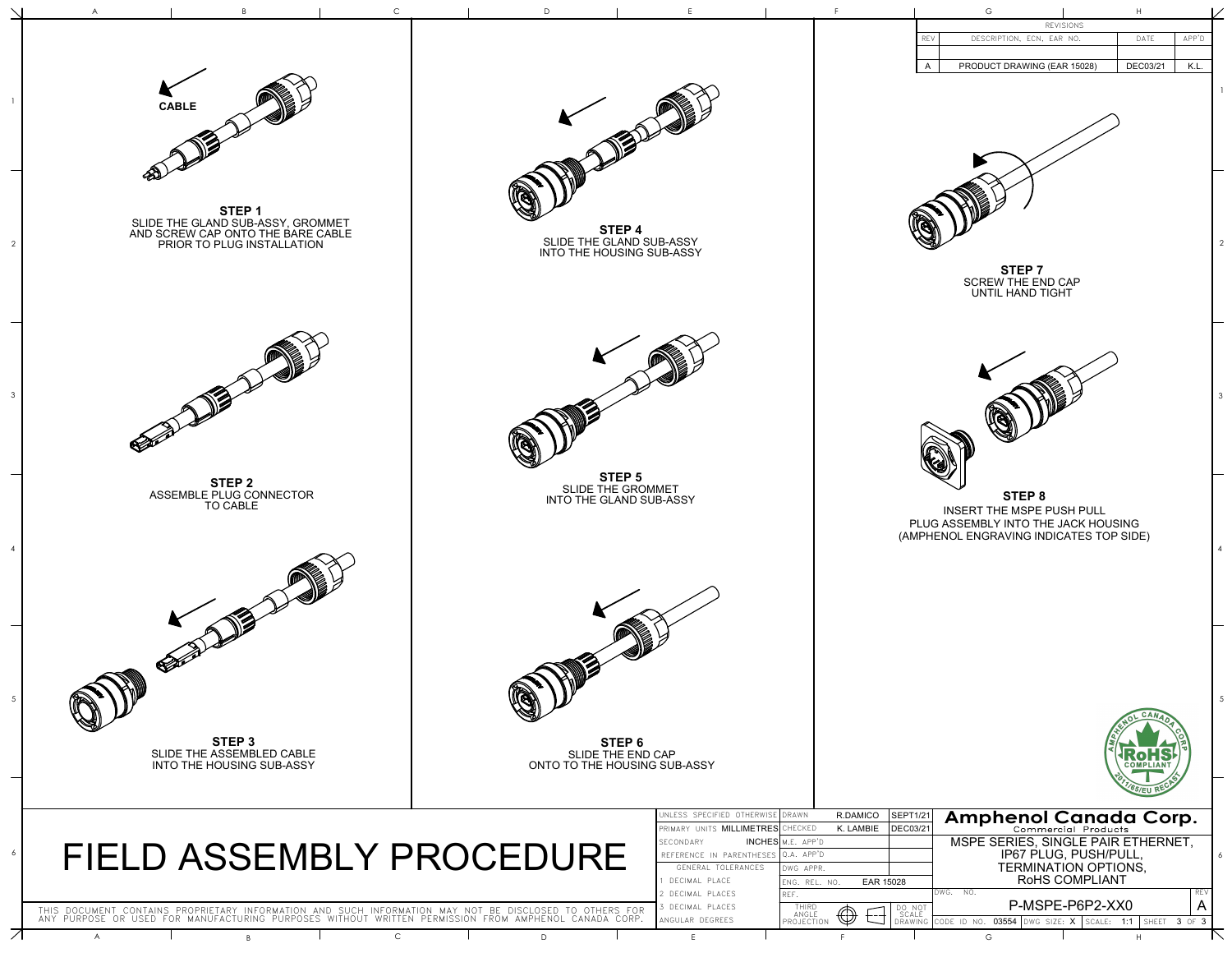| REV | DESCRIPTION, ECN, EAR NO. | DATE | APP'D |
|---|---|---|---|
| A | PRODUCT DRAWING (EAR 15028) | DEC03/21 | K.L. |

CABLE

**STEP 1**
SLIDE THE GLAND SUB-ASSY, GROMMET AND SCREW CAP ONTO THE BARE CABLE PRIOR TO PLUG INSTALLATION

**STEP 2**
ASSEMBLE PLUG CONNECTOR TO CABLE

**STEP 3**
SLIDE THE ASSEMBLED CABLE INTO THE HOUSING SUB-ASSY

**STEP 4**
SLIDE THE GLAND SUB-ASSY INTO THE HOUSING SUB-ASSY

**STEP 5**
SLIDE THE GROMMET INTO THE GLAND SUB-ASSY

**STEP 6**
SLIDE THE END CAP ONTO TO THE HOUSING SUB-ASSY

**STEP 7**
SCREW THE END CAP UNTIL HAND TIGHT

**STEP 8**
INSERT THE MSPE PUSH PULL PLUG ASSEMBLY INTO THE JACK HOUSING (AMPHENOL ENGRAVING INDICATES TOP SIDE)

AMPHENOL CANADA CORP. RoHS COMPLIANT 2011/65/EU RECAST

# FIELD ASSEMBLY PROCEDURE

THIS DOCUMENT CONTAINS PROPRIETARY INFORMATION AND SUCH INFORMATION MAY NOT BE DISCLOSED TO OTHERS FOR ANY PURPOSE OR USED FOR MANUFACTURING PURPOSES WITHOUT WRITTEN PERMISSION FROM AMPHENOL CANADA CORP.

| | | | |
|---|---|---|---|
| UNLESS SPECIFIED OTHERWISE | DRAWN | R.DAMICO | SEPT1/21 |
| PRIMARY UNITS MILLIMETRES | CHECKED | K. LAMBIE | DEC03/21 |
| SECONDARY INCHES | M.E. APP'D | | |
| REFERENCE IN PARENTHESES | Q.A. APP'D | | |
| GENERAL TOLERANCES | DWG APPR. | | |
| 1 DECIMAL PLACE | ENG. REL. NO. | EAR 15028 | |
| 2 DECIMAL PLACES | REF. | | |
| 3 DECIMAL PLACES | THIRD ANGLE PROJECTION | | DO NOT SCALE DRAWING |
| ANGULAR DEGREES | | | |

**Amphenol Canada Corp.**
Commercial Products

MSPE SERIES, SINGLE PAIR ETHERNET, IP67 PLUG, PUSH/PULL, TERMINATION OPTIONS, RoHS COMPLIANT

DWG. NO. P-MSPE-P6P2-XX0 REV A

CODE ID NO. 03554 DWG SIZE: X SCALE: 1:1 SHEET 3 OF 3